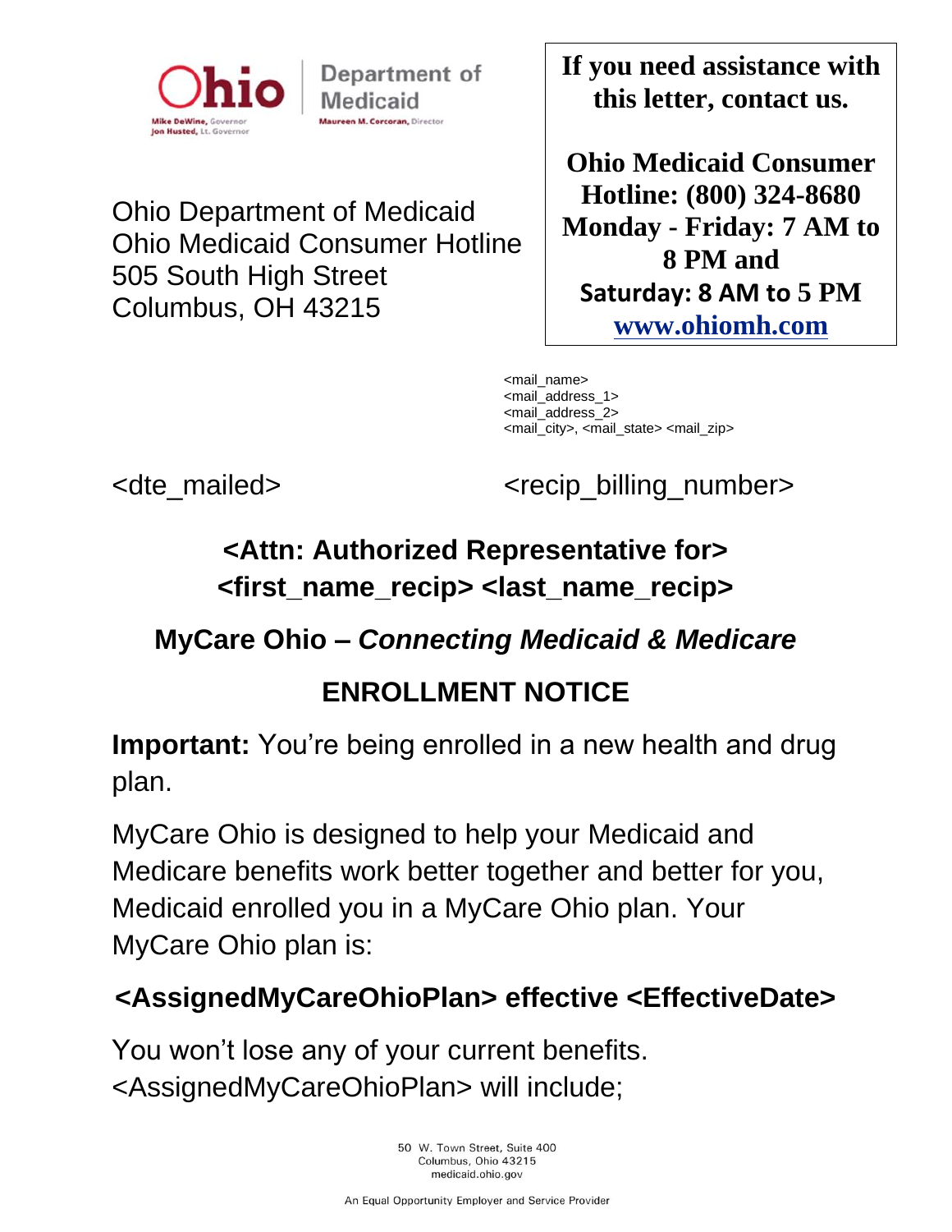Ohio | Department of Medicaid

Mike DeWine, Governor
Jon Husted, Lt. Governor

Maureen M. Corcoran, Director

Ohio Department of Medicaid
Ohio Medicaid Consumer Hotline
505 South High Street
Columbus, OH 43215

**If you need assistance with this letter, contact us.**

**Ohio Medicaid Consumer Hotline: (800) 324-8680**
**Monday - Friday: 7 AM to 8 PM and**
**Saturday: 8 AM to 5 PM**
**www.ohiomh.com**

<mail_name>
<mail_address_1>
<mail_address_2>
<mail_city>, <mail_state> <mail_zip>

<dte_mailed>

<recip_billing_number>

**<Attn: Authorized Representative for>**
**<first_name_recip> <last_name_recip>**

## MyCare Ohio – *Connecting Medicaid & Medicare*

## ENROLLMENT NOTICE

**Important:** You're being enrolled in a new health and drug plan.

MyCare Ohio is designed to help your Medicaid and Medicare benefits work better together and better for you, Medicaid enrolled you in a MyCare Ohio plan. Your MyCare Ohio plan is:

**<AssignedMyCareOhioPlan> effective <EffectiveDate>**

You won't lose any of your current benefits. <AssignedMyCareOhioPlan> will include;

50 W. Town Street, Suite 400
Columbus, Ohio 43215
medicaid.ohio.gov

An Equal Opportunity Employer and Service Provider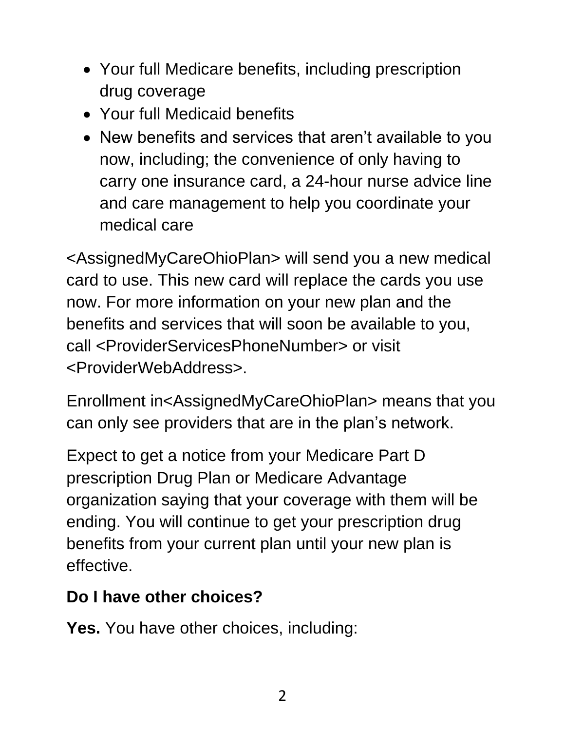- Your full Medicare benefits, including prescription drug coverage
- Your full Medicaid benefits
- New benefits and services that aren't available to you now, including; the convenience of only having to carry one insurance card, a 24-hour nurse advice line and care management to help you coordinate your medical care

<AssignedMyCareOhioPlan> will send you a new medical card to use. This new card will replace the cards you use now. For more information on your new plan and the benefits and services that will soon be available to you, call <ProviderServicesPhoneNumber> or visit <ProviderWebAddress>.

Enrollment in<AssignedMyCareOhioPlan> means that you can only see providers that are in the plan's network.

Expect to get a notice from your Medicare Part D prescription Drug Plan or Medicare Advantage organization saying that your coverage with them will be ending. You will continue to get your prescription drug benefits from your current plan until your new plan is effective.

**Do I have other choices?**

**Yes.** You have other choices, including: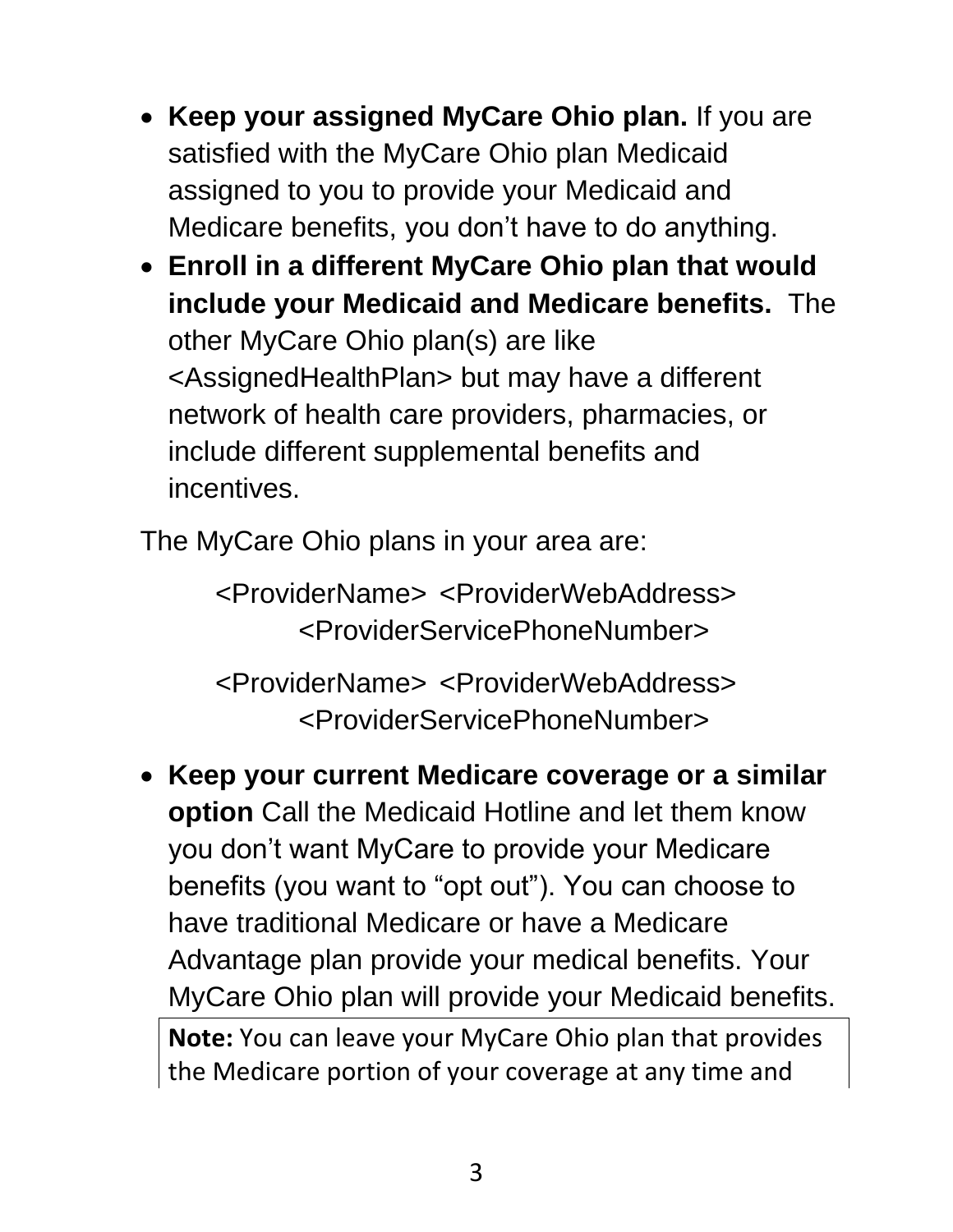- **Keep your assigned MyCare Ohio plan.** If you are satisfied with the MyCare Ohio plan Medicaid assigned to you to provide your Medicaid and Medicare benefits, you don't have to do anything.
- **Enroll in a different MyCare Ohio plan that would include your Medicaid and Medicare benefits.** The other MyCare Ohio plan(s) are like <AssignedHealthPlan> but may have a different network of health care providers, pharmacies, or include different supplemental benefits and incentives.

The MyCare Ohio plans in your area are:

<ProviderName> <ProviderWebAddress>
<ProviderServicePhoneNumber>

<ProviderName> <ProviderWebAddress>
<ProviderServicePhoneNumber>

- **Keep your current Medicare coverage or a similar option** Call the Medicaid Hotline and let them know you don't want MyCare to provide your Medicare benefits (you want to "opt out"). You can choose to have traditional Medicare or have a Medicare Advantage plan provide your medical benefits. Your MyCare Ohio plan will provide your Medicaid benefits.

**Note:** You can leave your MyCare Ohio plan that provides the Medicare portion of your coverage at any time and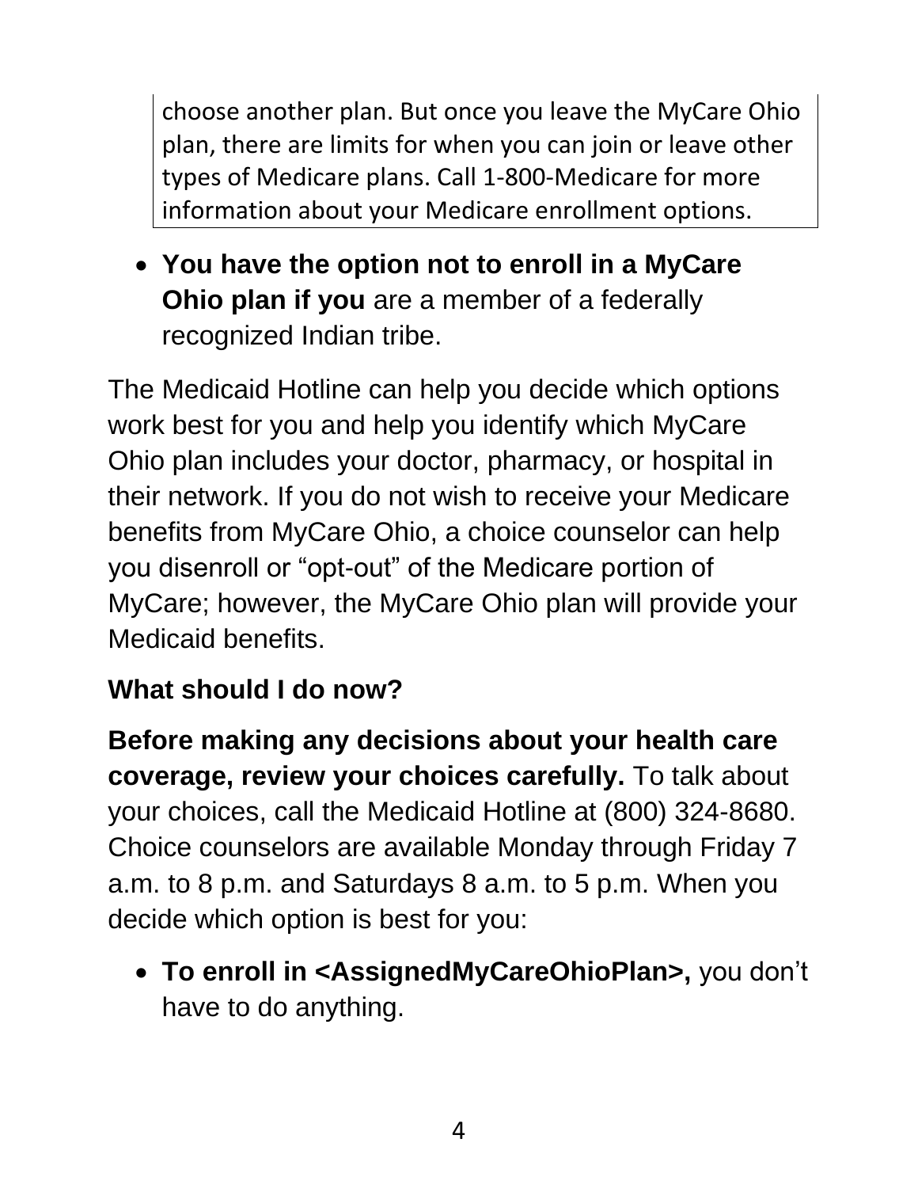choose another plan. But once you leave the MyCare Ohio plan, there are limits for when you can join or leave other types of Medicare plans. Call 1-800-Medicare for more information about your Medicare enrollment options.

- **You have the option not to enroll in a MyCare Ohio plan if you** are a member of a federally recognized Indian tribe.

The Medicaid Hotline can help you decide which options work best for you and help you identify which MyCare Ohio plan includes your doctor, pharmacy, or hospital in their network. If you do not wish to receive your Medicare benefits from MyCare Ohio, a choice counselor can help you disenroll or "opt-out" of the Medicare portion of MyCare; however, the MyCare Ohio plan will provide your Medicaid benefits.

**What should I do now?**

**Before making any decisions about your health care coverage, review your choices carefully.** To talk about your choices, call the Medicaid Hotline at (800) 324-8680. Choice counselors are available Monday through Friday 7 a.m. to 8 p.m. and Saturdays 8 a.m. to 5 p.m. When you decide which option is best for you:

- **To enroll in <AssignedMyCareOhioPlan>,** you don't have to do anything.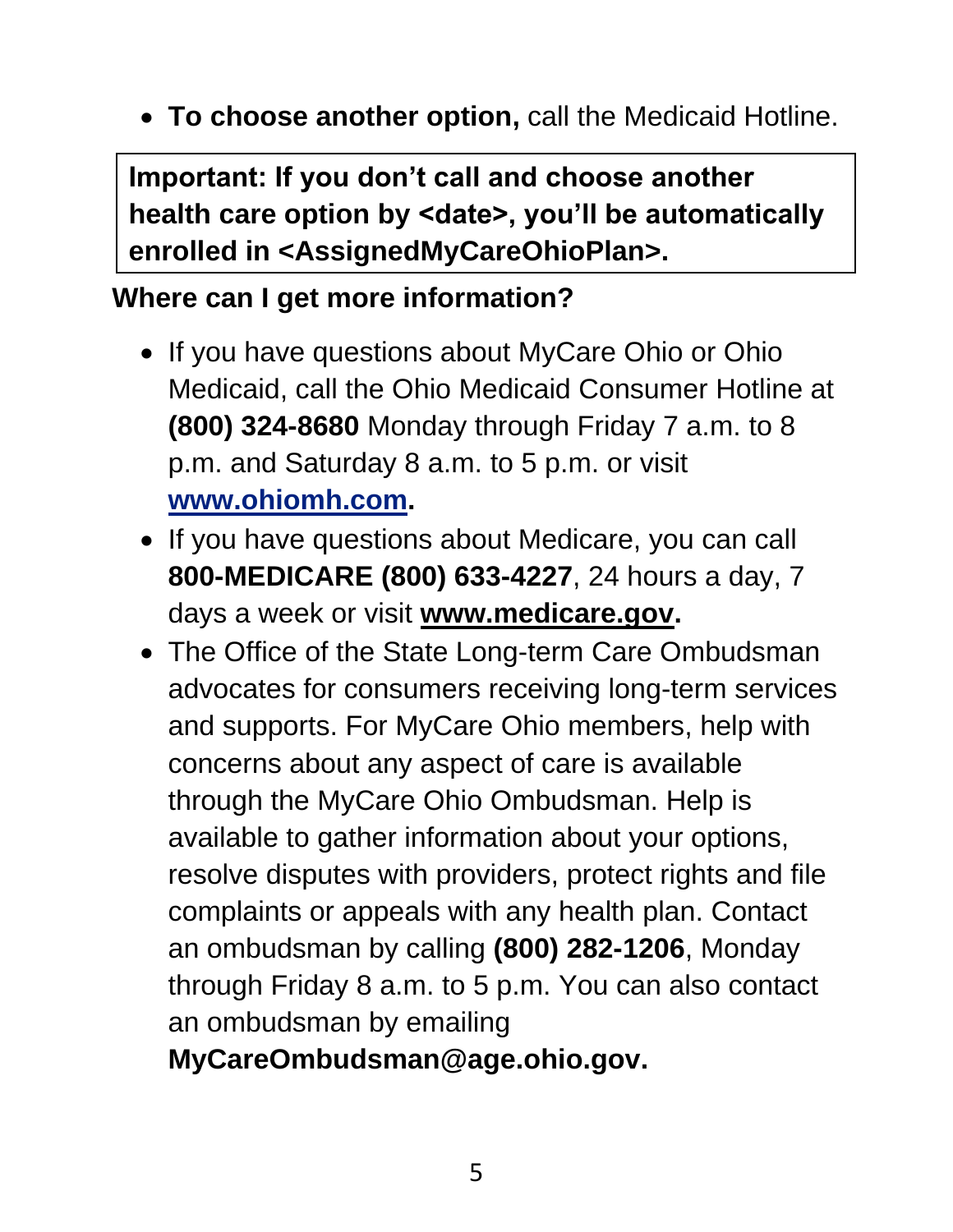- **To choose another option,** call the Medicaid Hotline.

**Important: If you don't call and choose another health care option by <date>, you'll be automatically enrolled in <AssignedMyCareOhioPlan>.**

## Where can I get more information?

- If you have questions about MyCare Ohio or Ohio Medicaid, call the Ohio Medicaid Consumer Hotline at **(800) 324-8680** Monday through Friday 7 a.m. to 8 p.m. and Saturday 8 a.m. to 5 p.m. or visit **www.ohiomh.com.**
- If you have questions about Medicare, you can call **800-MEDICARE (800) 633-4227**, 24 hours a day, 7 days a week or visit **www.medicare.gov.**
- The Office of the State Long-term Care Ombudsman advocates for consumers receiving long-term services and supports. For MyCare Ohio members, help with concerns about any aspect of care is available through the MyCare Ohio Ombudsman. Help is available to gather information about your options, resolve disputes with providers, protect rights and file complaints or appeals with any health plan. Contact an ombudsman by calling **(800) 282-1206**, Monday through Friday 8 a.m. to 5 p.m. You can also contact an ombudsman by emailing **MyCareOmbudsman@age.ohio.gov.**